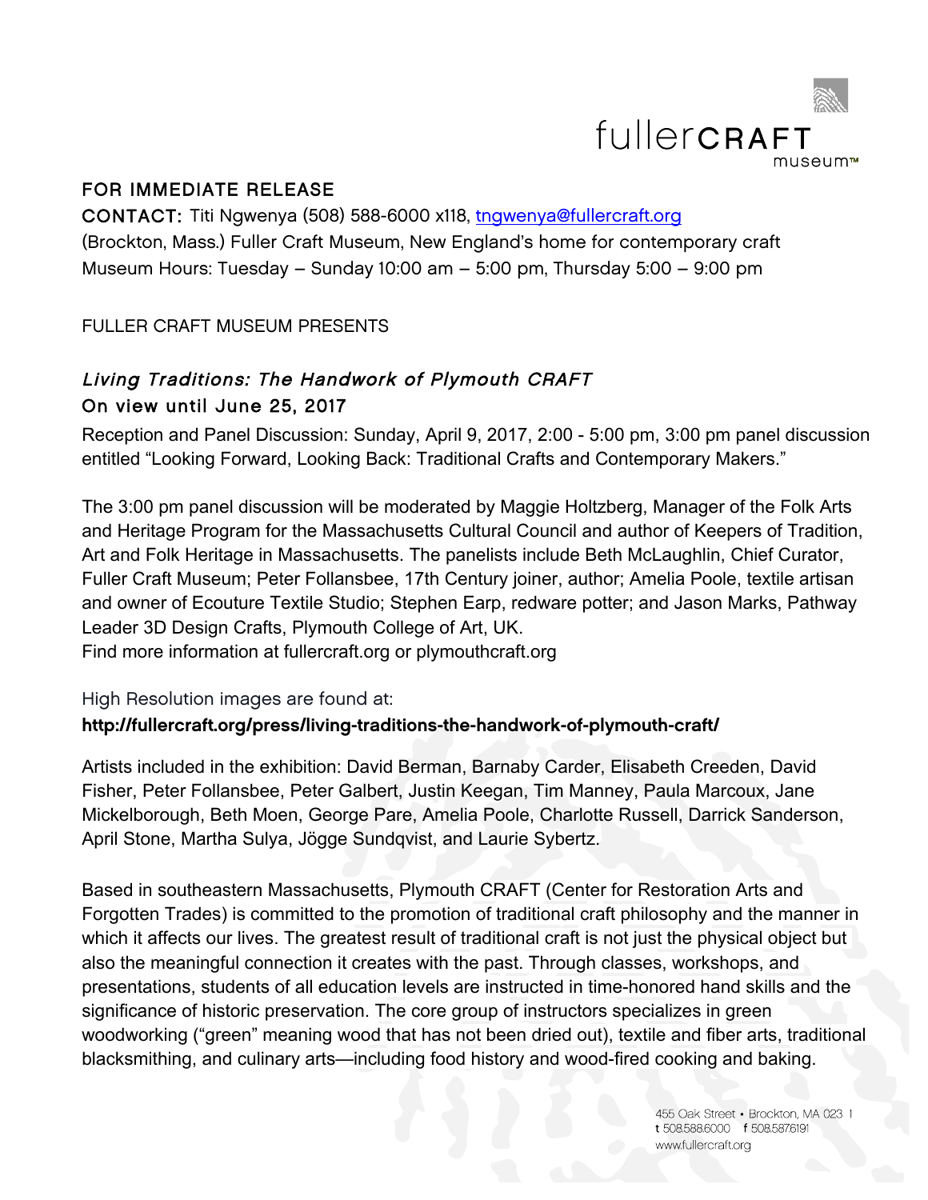fullerCRAFT museum™

FOR IMMEDIATE RELEASE

CONTACT: Titi Ngwenya (508) 588-6000 x118, [tngwenya@fullercraft.org](mailto:tngwenya@fullercraft.org)
(Brockton, Mass.) Fuller Craft Museum, New England's home for contemporary craft
Museum Hours: Tuesday – Sunday 10:00 am – 5:00 pm, Thursday 5:00 – 9:00 pm

FULLER CRAFT MUSEUM PRESENTS

## *Living Traditions: The Handwork of Plymouth CRAFT*
### On view until June 25, 2017

Reception and Panel Discussion: Sunday, April 9, 2017, 2:00 - 5:00 pm, 3:00 pm panel discussion entitled "Looking Forward, Looking Back: Traditional Crafts and Contemporary Makers."

The 3:00 pm panel discussion will be moderated by Maggie Holtzberg, Manager of the Folk Arts and Heritage Program for the Massachusetts Cultural Council and author of Keepers of Tradition, Art and Folk Heritage in Massachusetts. The panelists include Beth McLaughlin, Chief Curator, Fuller Craft Museum; Peter Follansbee, 17th Century joiner, author; Amelia Poole, textile artisan and owner of Ecouture Textile Studio; Stephen Earp, redware potter; and Jason Marks, Pathway Leader 3D Design Crafts, Plymouth College of Art, UK.
Find more information at fullercraft.org or plymouthcraft.org

High Resolution images are found at:
**http://fullercraft.org/press/living-traditions-the-handwork-of-plymouth-craft/**

Artists included in the exhibition: David Berman, Barnaby Carder, Elisabeth Creeden, David Fisher, Peter Follansbee, Peter Galbert, Justin Keegan, Tim Manney, Paula Marcoux, Jane Mickelborough, Beth Moen, George Pare, Amelia Poole, Charlotte Russell, Darrick Sanderson, April Stone, Martha Sulya, Jögge Sundqvist, and Laurie Sybertz.

Based in southeastern Massachusetts, Plymouth CRAFT (Center for Restoration Arts and Forgotten Trades) is committed to the promotion of traditional craft philosophy and the manner in which it affects our lives. The greatest result of traditional craft is not just the physical object but also the meaningful connection it creates with the past. Through classes, workshops, and presentations, students of all education levels are instructed in time-honored hand skills and the significance of historic preservation. The core group of instructors specializes in green woodworking ("green" meaning wood that has not been dried out), textile and fiber arts, traditional blacksmithing, and culinary arts—including food history and wood-fired cooking and baking.

455 Oak Street • Brockton, MA 023 1
t 508.588.6000 f 508.587.6191
www.fullercraft.org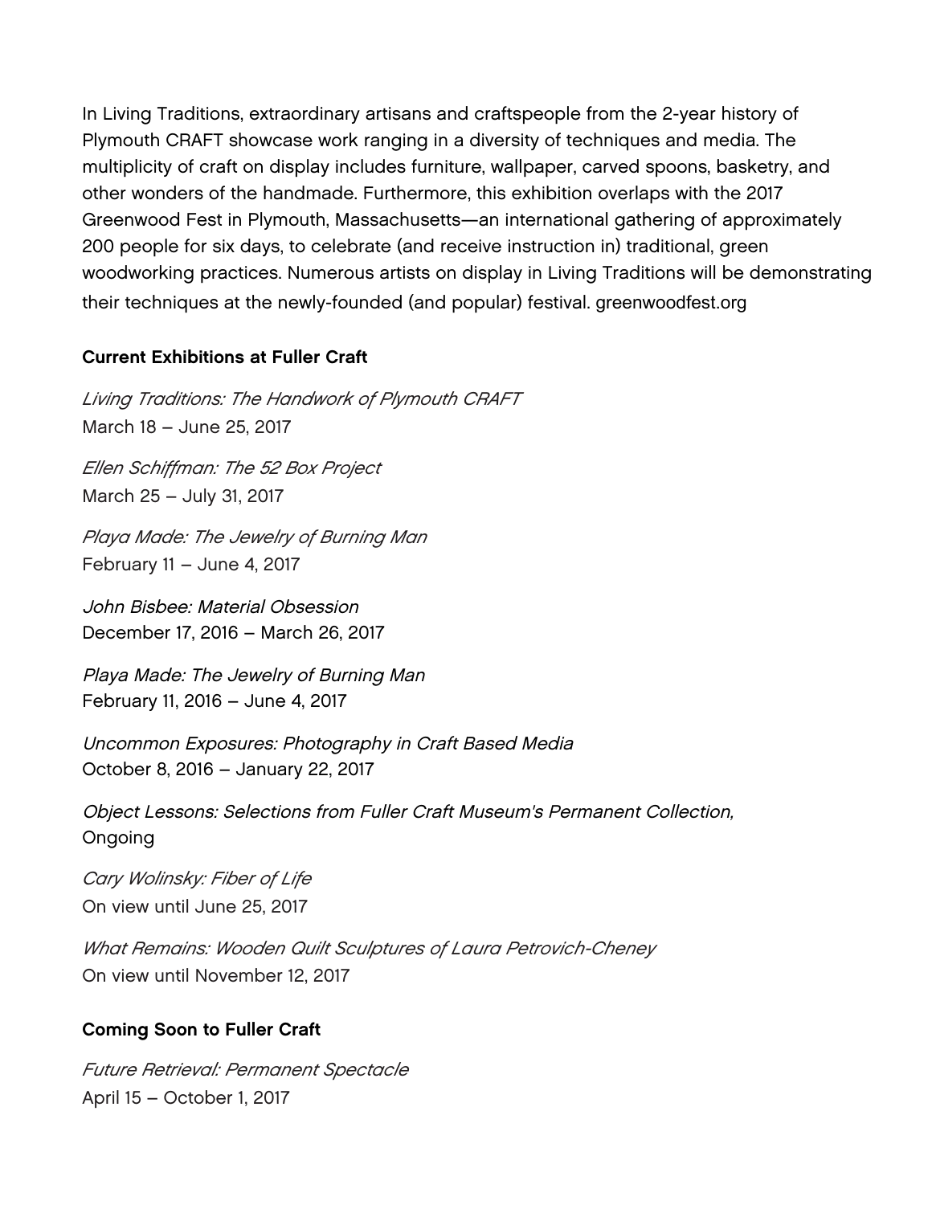In Living Traditions, extraordinary artisans and craftspeople from the 2-year history of Plymouth CRAFT showcase work ranging in a diversity of techniques and media. The multiplicity of craft on display includes furniture, wallpaper, carved spoons, basketry, and other wonders of the handmade. Furthermore, this exhibition overlaps with the 2017 Greenwood Fest in Plymouth, Massachusetts—an international gathering of approximately 200 people for six days, to celebrate (and receive instruction in) traditional, green woodworking practices. Numerous artists on display in Living Traditions will be demonstrating their techniques at the newly-founded (and popular) festival. greenwoodfest.org

**Current Exhibitions at Fuller Craft**

*Living Traditions: The Handwork of Plymouth CRAFT*
March 18 – June 25, 2017

*Ellen Schiffman: The 52 Box Project*
March 25 – July 31, 2017

*Playa Made: The Jewelry of Burning Man*
February 11 – June 4, 2017

*John Bisbee: Material Obsession*
December 17, 2016 – March 26, 2017

*Playa Made: The Jewelry of Burning Man*
February 11, 2016 – June 4, 2017

*Uncommon Exposures: Photography in Craft Based Media*
October 8, 2016 – January 22, 2017

*Object Lessons: Selections from Fuller Craft Museum's Permanent Collection,*
Ongoing

*Cary Wolinsky: Fiber of Life*
On view until June 25, 2017

*What Remains: Wooden Quilt Sculptures of Laura Petrovich-Cheney*
On view until November 12, 2017

**Coming Soon to Fuller Craft**

*Future Retrieval: Permanent Spectacle*
April 15 – October 1, 2017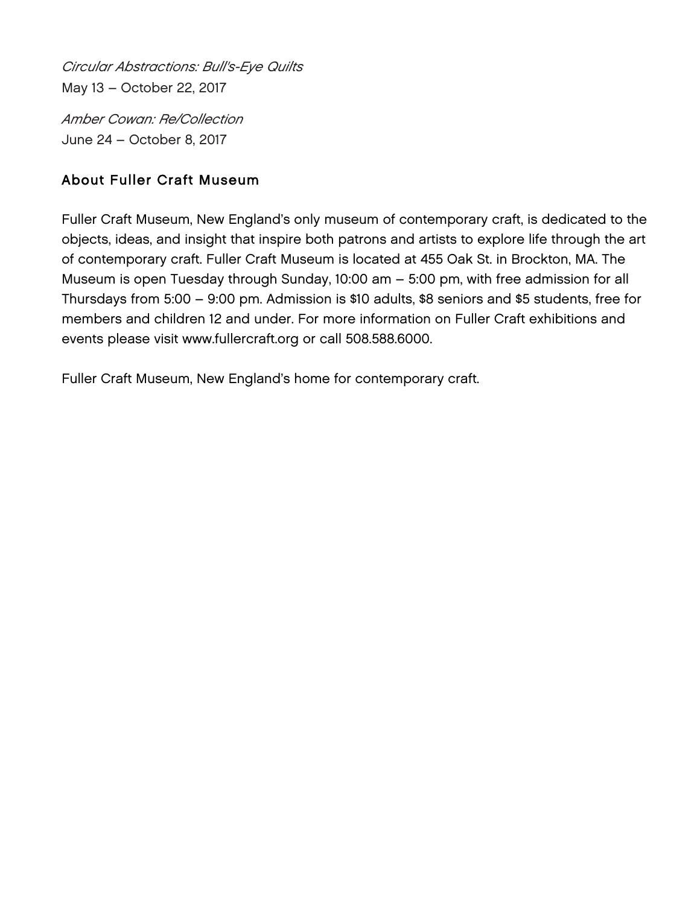*Circular Abstractions: Bull's-Eye Quilts*
May 13 – October 22, 2017

*Amber Cowan: Re/Collection*
June 24 – October 8, 2017

## About Fuller Craft Museum

Fuller Craft Museum, New England's only museum of contemporary craft, is dedicated to the objects, ideas, and insight that inspire both patrons and artists to explore life through the art of contemporary craft. Fuller Craft Museum is located at 455 Oak St. in Brockton, MA. The Museum is open Tuesday through Sunday, 10:00 am – 5:00 pm, with free admission for all Thursdays from 5:00 – 9:00 pm. Admission is $10 adults, $8 seniors and $5 students, free for members and children 12 and under. For more information on Fuller Craft exhibitions and events please visit www.fullercraft.org or call 508.588.6000.

Fuller Craft Museum, New England's home for contemporary craft.